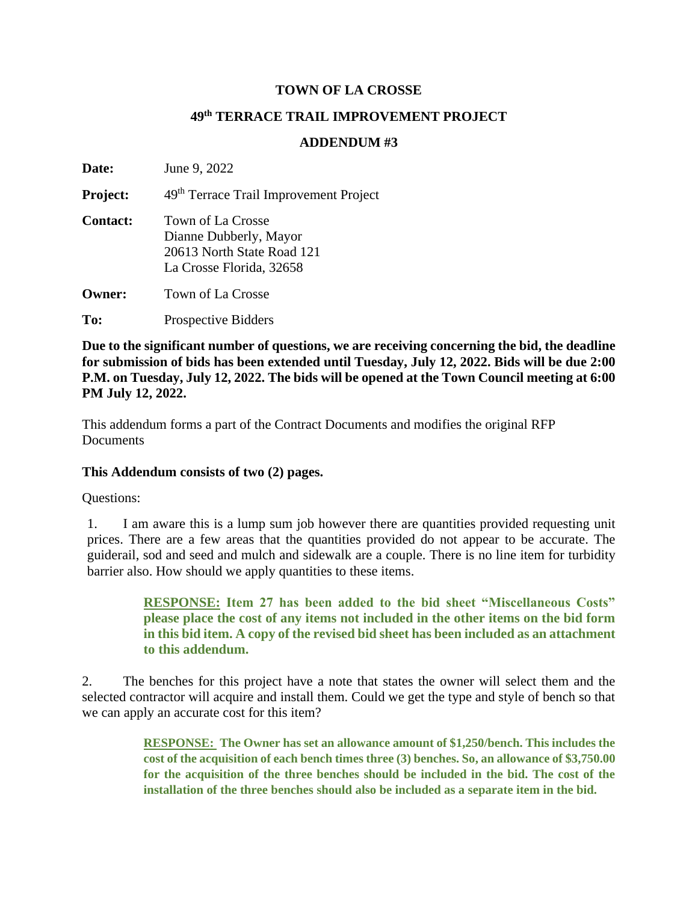# TOWN OF LA CROSSE

## 49th TERRACE TRAIL IMPROVEMENT PROJECT

## ADDENDUM #3

**Date:** June 9, 2022

**Project:** 49th Terrace Trail Improvement Project

**Contact:** Town of La Crosse
Dianne Dubberly, Mayor
20613 North State Road 121
La Crosse Florida, 32658

**Owner:** Town of La Crosse

**To:** Prospective Bidders

**Due to the significant number of questions, we are receiving concerning the bid, the deadline for submission of bids has been extended until Tuesday, July 12, 2022. Bids will be due 2:00 P.M. on Tuesday, July 12, 2022. The bids will be opened at the Town Council meeting at 6:00 PM July 12, 2022.**

This addendum forms a part of the Contract Documents and modifies the original RFP Documents

**This Addendum consists of two (2) pages.**

Questions:

1. I am aware this is a lump sum job however there are quantities provided requesting unit prices. There are a few areas that the quantities provided do not appear to be accurate. The guiderail, sod and seed and mulch and sidewalk are a couple. There is no line item for turbidity barrier also. How should we apply quantities to these items.

> **RESPONSE: Item 27 has been added to the bid sheet "Miscellaneous Costs" please place the cost of any items not included in the other items on the bid form in this bid item. A copy of the revised bid sheet has been included as an attachment to this addendum.**

2. The benches for this project have a note that states the owner will select them and the selected contractor will acquire and install them. Could we get the type and style of bench so that we can apply an accurate cost for this item?

> **RESPONSE: The Owner has set an allowance amount of $1,250/bench. This includes the cost of the acquisition of each bench times three (3) benches. So, an allowance of $3,750.00 for the acquisition of the three benches should be included in the bid. The cost of the installation of the three benches should also be included as a separate item in the bid.**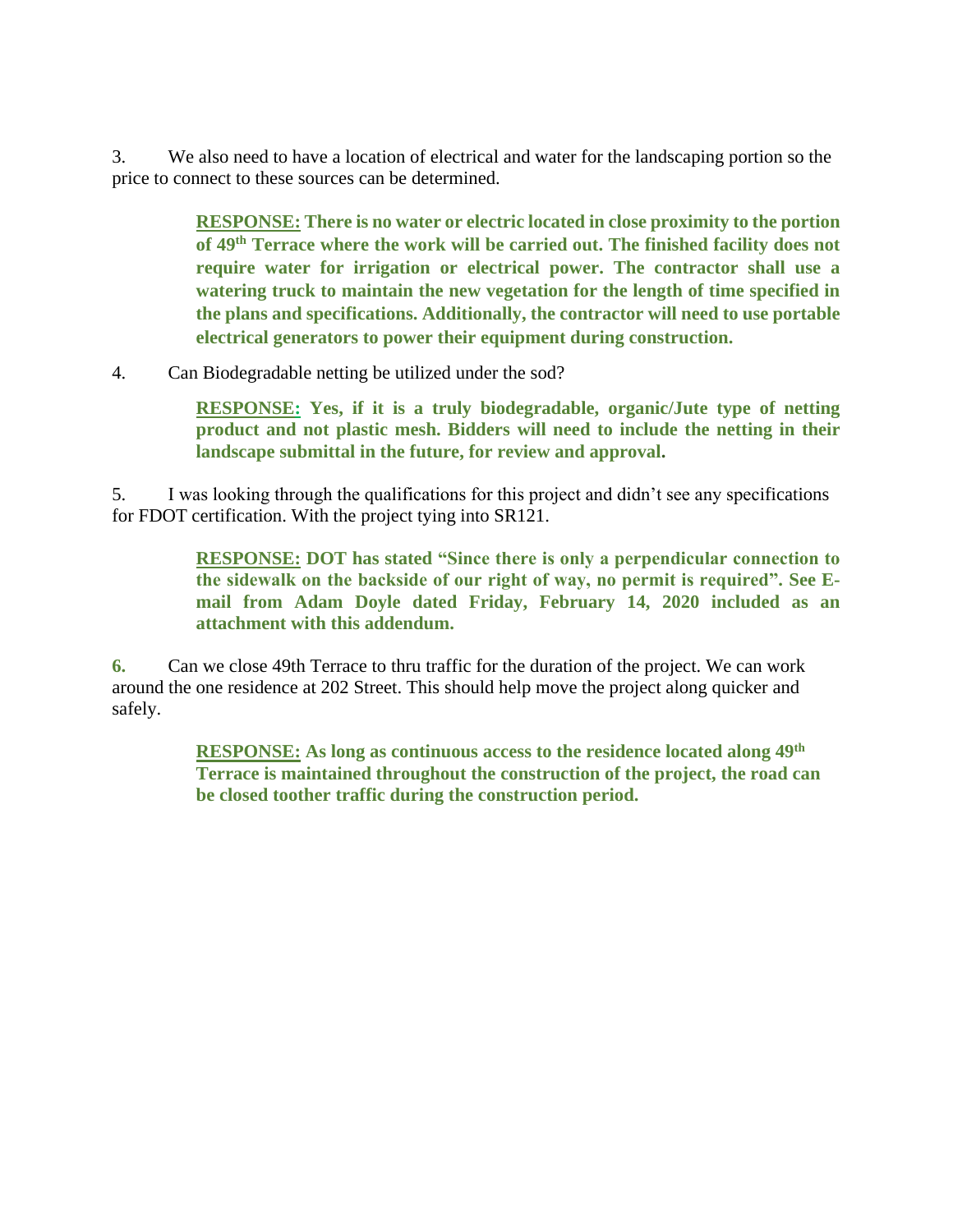3. We also need to have a location of electrical and water for the landscaping portion so the price to connect to these sources can be determined.

> **RESPONSE: There is no water or electric located in close proximity to the portion of 49th Terrace where the work will be carried out. The finished facility does not require water for irrigation or electrical power. The contractor shall use a watering truck to maintain the new vegetation for the length of time specified in the plans and specifications. Additionally, the contractor will need to use portable electrical generators to power their equipment during construction.**

4. Can Biodegradable netting be utilized under the sod?

> **RESPONSE: Yes, if it is a truly biodegradable, organic/Jute type of netting product and not plastic mesh. Bidders will need to include the netting in their landscape submittal in the future, for review and approval.**

5. I was looking through the qualifications for this project and didn't see any specifications for FDOT certification. With the project tying into SR121.

> **RESPONSE: DOT has stated "Since there is only a perpendicular connection to the sidewalk on the backside of our right of way, no permit is required". See E-mail from Adam Doyle dated Friday, February 14, 2020 included as an attachment with this addendum.**

6. Can we close 49th Terrace to thru traffic for the duration of the project. We can work around the one residence at 202 Street. This should help move the project along quicker and safely.

> **RESPONSE: As long as continuous access to the residence located along 49th Terrace is maintained throughout the construction of the project, the road can be closed toother traffic during the construction period.**